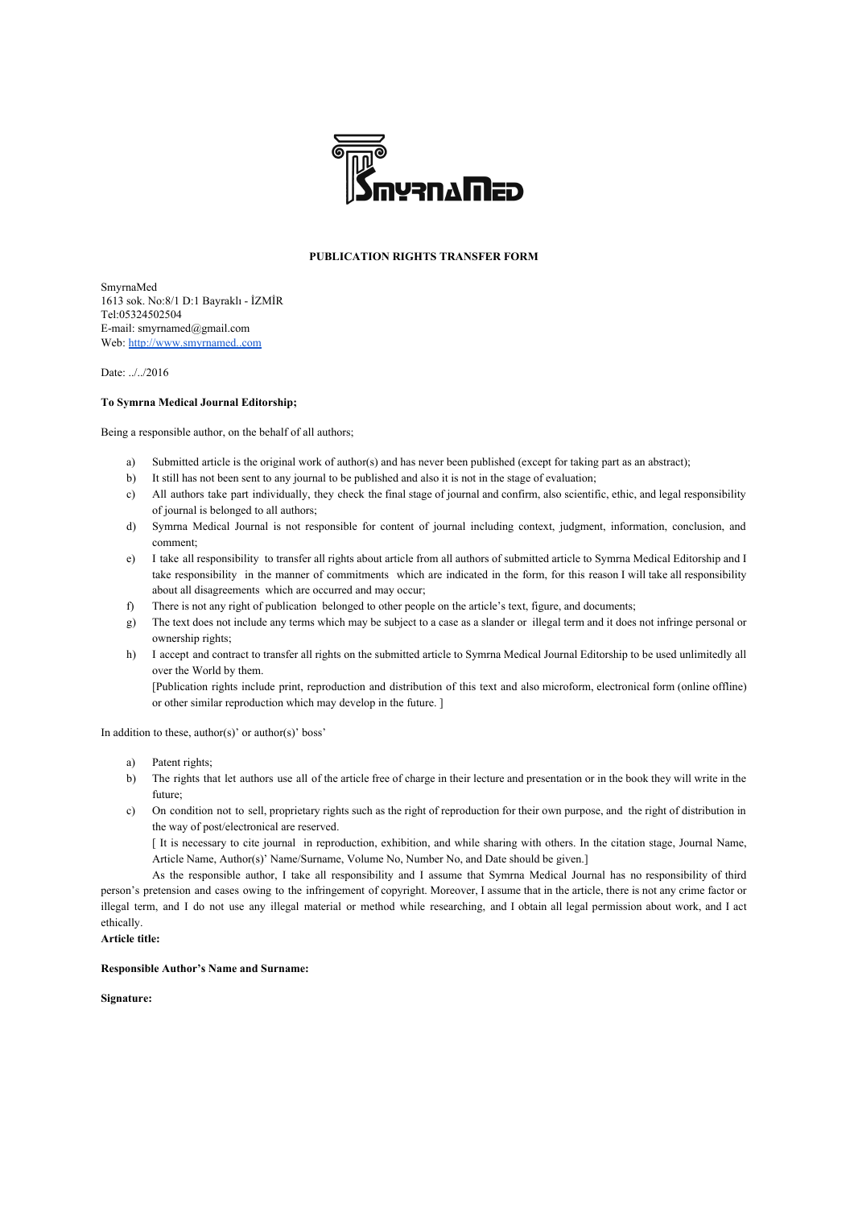# PUBLICATION RIGHTS TRANSFER FORM

SmyrnaMed
1613 sok. No:8/1 D:1 Bayraklı - İZMİR
Tel:05324502504
E-mail: smyrnamed@gmail.com
Web: http://www.smyrnamed..com

Date: ../../2016

**To Symrna Medical Journal Editorship;**

Being a responsible author, on the behalf of all authors;

a) Submitted article is the original work of author(s) and has never been published (except for taking part as an abstract);
b) It still has not been sent to any journal to be published and also it is not in the stage of evaluation;
c) All authors take part individually, they check the final stage of journal and confirm, also scientific, ethic, and legal responsibility of journal is belonged to all authors;
d) Symrna Medical Journal is not responsible for content of journal including context, judgment, information, conclusion, and comment;
e) I take all responsibility to transfer all rights about article from all authors of submitted article to Symrna Medical Editorship and I take responsibility in the manner of commitments which are indicated in the form, for this reason I will take all responsibility about all disagreements which are occurred and may occur;
f) There is not any right of publication belonged to other people on the article's text, figure, and documents;
g) The text does not include any terms which may be subject to a case as a slander or illegal term and it does not infringe personal or ownership rights;
h) I accept and contract to transfer all rights on the submitted article to Symrna Medical Journal Editorship to be used unlimitedly all over the World by them.
[Publication rights include print, reproduction and distribution of this text and also microform, electronical form (online offline) or other similar reproduction which may develop in the future. ]

In addition to these, author(s)' or author(s)' boss'

a) Patent rights;
b) The rights that let authors use all of the article free of charge in their lecture and presentation or in the book they will write in the future;
c) On condition not to sell, proprietary rights such as the right of reproduction for their own purpose, and the right of distribution in the way of post/electronical are reserved.
[ It is necessary to cite journal in reproduction, exhibition, and while sharing with others. In the citation stage, Journal Name, Article Name, Author(s)' Name/Surname, Volume No, Number No, and Date should be given.]

As the responsible author, I take all responsibility and I assume that Symrna Medical Journal has no responsibility of third person's pretension and cases owing to the infringement of copyright. Moreover, I assume that in the article, there is not any crime factor or illegal term, and I do not use any illegal material or method while researching, and I obtain all legal permission about work, and I act ethically.

**Article title:**

**Responsible Author's Name and Surname:**

**Signature:**